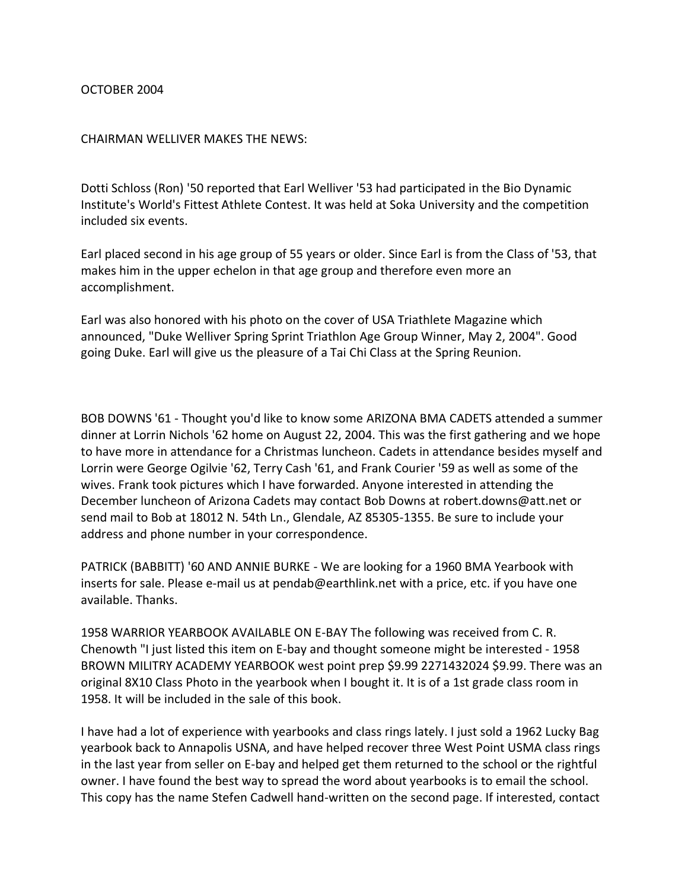OCTOBER 2004

CHAIRMAN WELLIVER MAKES THE NEWS:

Dotti Schloss (Ron) '50 reported that Earl Welliver '53 had participated in the Bio Dynamic Institute's World's Fittest Athlete Contest. It was held at Soka University and the competition included six events.

Earl placed second in his age group of 55 years or older. Since Earl is from the Class of '53, that makes him in the upper echelon in that age group and therefore even more an accomplishment.

Earl was also honored with his photo on the cover of USA Triathlete Magazine which announced, "Duke Welliver Spring Sprint Triathlon Age Group Winner, May 2, 2004". Good going Duke. Earl will give us the pleasure of a Tai Chi Class at the Spring Reunion.

BOB DOWNS '61 - Thought you'd like to know some ARIZONA BMA CADETS attended a summer dinner at Lorrin Nichols '62 home on August 22, 2004. This was the first gathering and we hope to have more in attendance for a Christmas luncheon. Cadets in attendance besides myself and Lorrin were George Ogilvie '62, Terry Cash '61, and Frank Courier '59 as well as some of the wives. Frank took pictures which I have forwarded. Anyone interested in attending the December luncheon of Arizona Cadets may contact Bob Downs at robert.downs@att.net or send mail to Bob at 18012 N. 54th Ln., Glendale, AZ 85305-1355. Be sure to include your address and phone number in your correspondence.

PATRICK (BABBITT) '60 AND ANNIE BURKE - We are looking for a 1960 BMA Yearbook with inserts for sale. Please e-mail us at pendab@earthlink.net with a price, etc. if you have one available. Thanks.

1958 WARRIOR YEARBOOK AVAILABLE ON E-BAY The following was received from C. R. Chenowth "I just listed this item on E-bay and thought someone might be interested - 1958 BROWN MILITRY ACADEMY YEARBOOK west point prep $9.99 2271432024 $9.99. There was an original 8X10 Class Photo in the yearbook when I bought it. It is of a 1st grade class room in 1958. It will be included in the sale of this book.

I have had a lot of experience with yearbooks and class rings lately. I just sold a 1962 Lucky Bag yearbook back to Annapolis USNA, and have helped recover three West Point USMA class rings in the last year from seller on E-bay and helped get them returned to the school or the rightful owner. I have found the best way to spread the word about yearbooks is to email the school. This copy has the name Stefen Cadwell hand-written on the second page. If interested, contact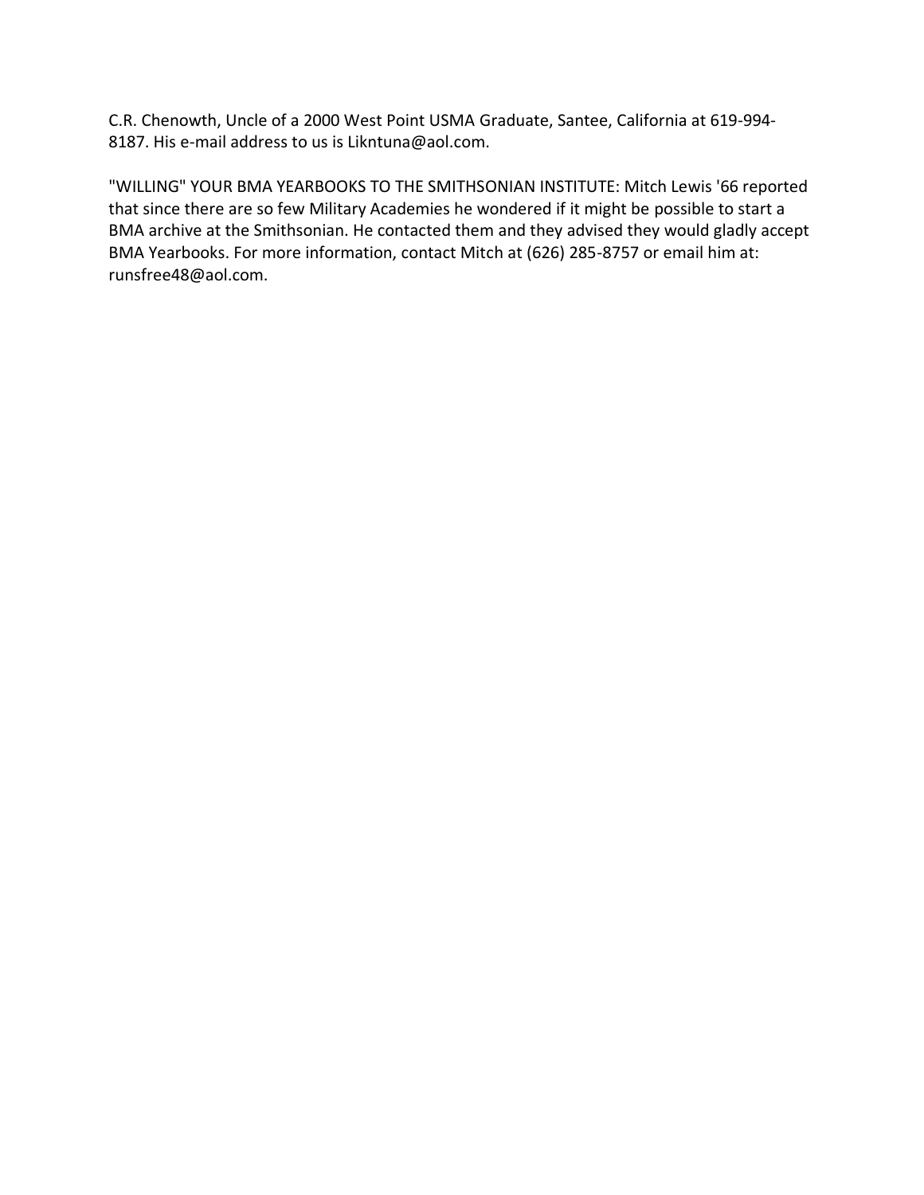C.R. Chenowth, Uncle of a 2000 West Point USMA Graduate, Santee, California at 619-994-8187. His e-mail address to us is Likntuna@aol.com.

"WILLING" YOUR BMA YEARBOOKS TO THE SMITHSONIAN INSTITUTE: Mitch Lewis '66 reported that since there are so few Military Academies he wondered if it might be possible to start a BMA archive at the Smithsonian. He contacted them and they advised they would gladly accept BMA Yearbooks. For more information, contact Mitch at (626) 285-8757 or email him at: runsfree48@aol.com.